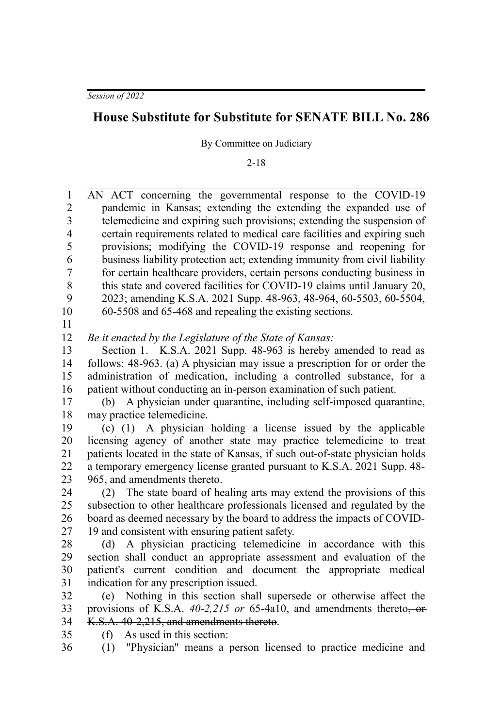*Session of 2022*

# House Substitute for Substitute for SENATE BILL No. 286

By Committee on Judiciary

2-18

AN ACT concerning the governmental response to the COVID-19 pandemic in Kansas; extending the extending the expanded use of telemedicine and expiring such provisions; extending the suspension of certain requirements related to medical care facilities and expiring such provisions; modifying the COVID-19 response and reopening for business liability protection act; extending immunity from civil liability for certain healthcare providers, certain persons conducting business in this state and covered facilities for COVID-19 claims until January 20, 2023; amending K.S.A. 2021 Supp. 48-963, 48-964, 60-5503, 60-5504, 60-5508 and 65-468 and repealing the existing sections.

*Be it enacted by the Legislature of the State of Kansas:*

Section 1. K.S.A. 2021 Supp. 48-963 is hereby amended to read as follows: 48-963. (a) A physician may issue a prescription for or order the administration of medication, including a controlled substance, for a patient without conducting an in-person examination of such patient.

(b) A physician under quarantine, including self-imposed quarantine, may practice telemedicine.

(c) (1) A physician holding a license issued by the applicable licensing agency of another state may practice telemedicine to treat patients located in the state of Kansas, if such out-of-state physician holds a temporary emergency license granted pursuant to K.S.A. 2021 Supp. 48-965, and amendments thereto.

(2) The state board of healing arts may extend the provisions of this subsection to other healthcare professionals licensed and regulated by the board as deemed necessary by the board to address the impacts of COVID-19 and consistent with ensuring patient safety.

(d) A physician practicing telemedicine in accordance with this section shall conduct an appropriate assessment and evaluation of the patient's current condition and document the appropriate medical indication for any prescription issued.

(e) Nothing in this section shall supersede or otherwise affect the provisions of K.S.A. *40-2,215 or* 65-4a10, and amendments thereto~~, or K.S.A. 40-2,215, and amendments thereto~~.

(f) As used in this section:

(1) "Physician" means a person licensed to practice medicine and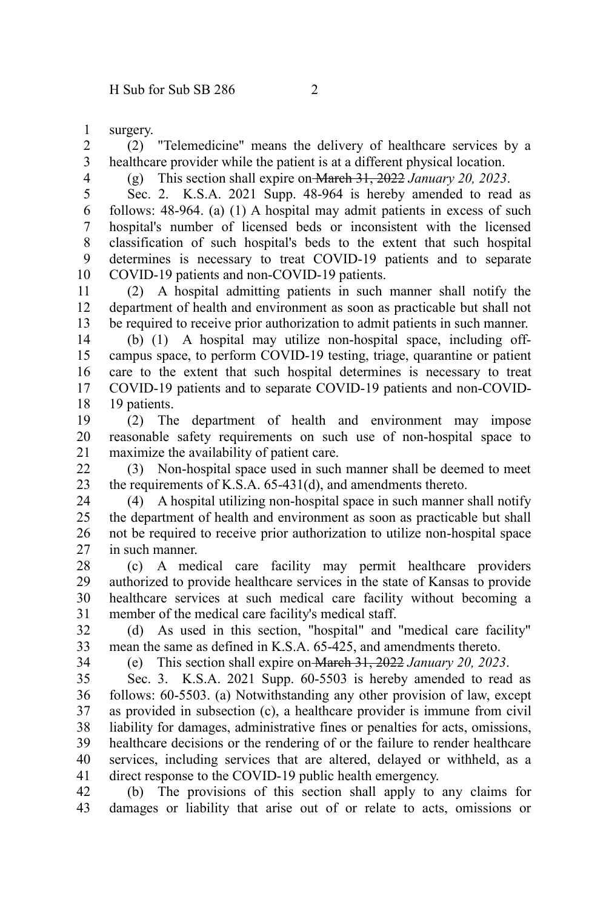surgery.

(2) "Telemedicine" means the delivery of healthcare services by a healthcare provider while the patient is at a different physical location.

(g) This section shall expire on ~~March 31, 2022~~ *January 20, 2023*.

Sec. 2. K.S.A. 2021 Supp. 48-964 is hereby amended to read as follows: 48-964. (a) (1) A hospital may admit patients in excess of such hospital's number of licensed beds or inconsistent with the licensed classification of such hospital's beds to the extent that such hospital determines is necessary to treat COVID-19 patients and to separate COVID-19 patients and non-COVID-19 patients.

(2) A hospital admitting patients in such manner shall notify the department of health and environment as soon as practicable but shall not be required to receive prior authorization to admit patients in such manner.

(b) (1) A hospital may utilize non-hospital space, including off-campus space, to perform COVID-19 testing, triage, quarantine or patient care to the extent that such hospital determines is necessary to treat COVID-19 patients and to separate COVID-19 patients and non-COVID-19 patients.

(2) The department of health and environment may impose reasonable safety requirements on such use of non-hospital space to maximize the availability of patient care.

(3) Non-hospital space used in such manner shall be deemed to meet the requirements of K.S.A. 65-431(d), and amendments thereto.

(4) A hospital utilizing non-hospital space in such manner shall notify the department of health and environment as soon as practicable but shall not be required to receive prior authorization to utilize non-hospital space in such manner.

(c) A medical care facility may permit healthcare providers authorized to provide healthcare services in the state of Kansas to provide healthcare services at such medical care facility without becoming a member of the medical care facility's medical staff.

(d) As used in this section, "hospital" and "medical care facility" mean the same as defined in K.S.A. 65-425, and amendments thereto.

(e) This section shall expire on ~~March 31, 2022~~ *January 20, 2023*.

Sec. 3. K.S.A. 2021 Supp. 60-5503 is hereby amended to read as follows: 60-5503. (a) Notwithstanding any other provision of law, except as provided in subsection (c), a healthcare provider is immune from civil liability for damages, administrative fines or penalties for acts, omissions, healthcare decisions or the rendering of or the failure to render healthcare services, including services that are altered, delayed or withheld, as a direct response to the COVID-19 public health emergency.

(b) The provisions of this section shall apply to any claims for damages or liability that arise out of or relate to acts, omissions or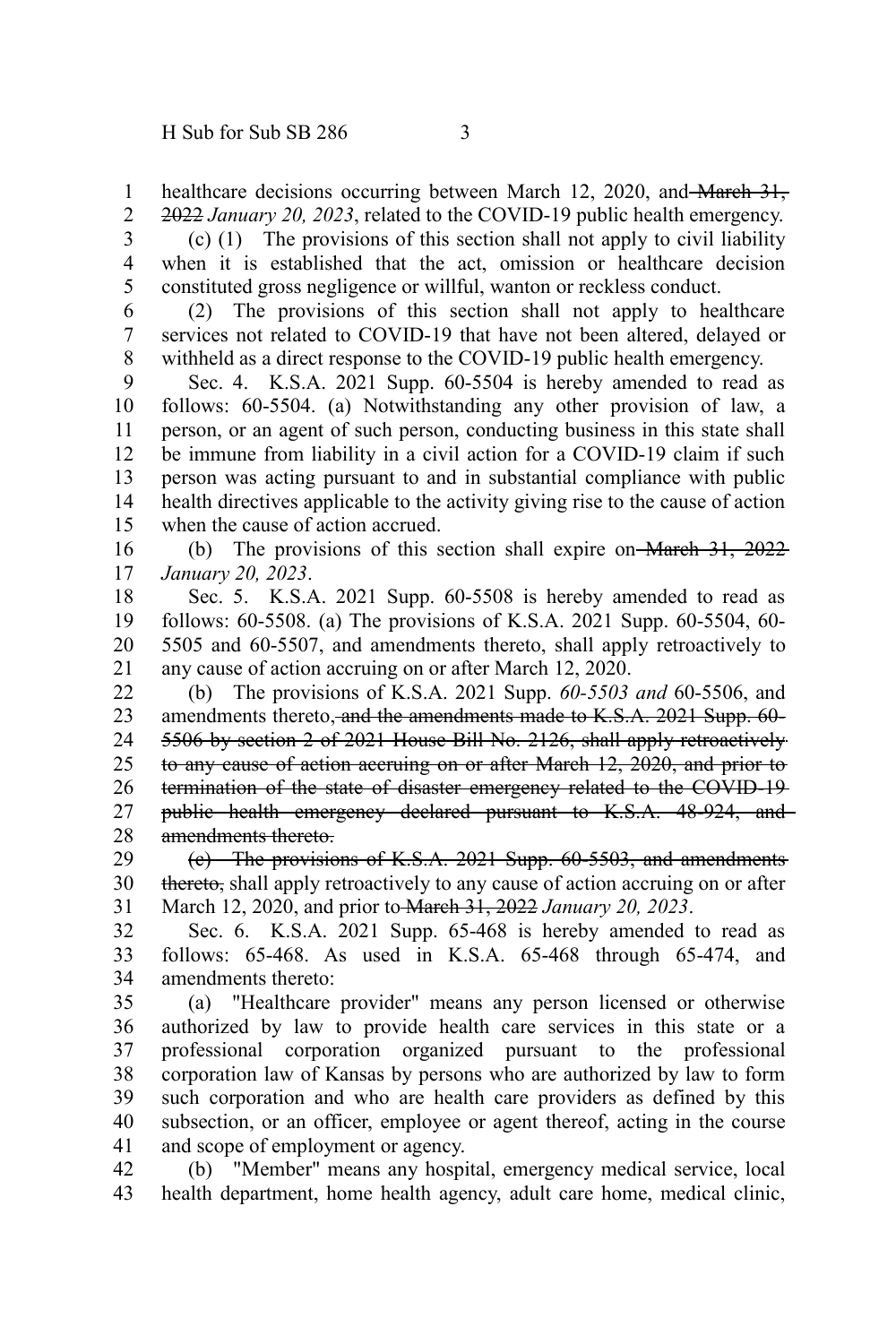healthcare decisions occurring between March 12, 2020, and ~~March 31, 2022~~ *January 20, 2023*, related to the COVID-19 public health emergency.

(c) (1) The provisions of this section shall not apply to civil liability when it is established that the act, omission or healthcare decision constituted gross negligence or willful, wanton or reckless conduct.

(2) The provisions of this section shall not apply to healthcare services not related to COVID-19 that have not been altered, delayed or withheld as a direct response to the COVID-19 public health emergency.

Sec. 4. K.S.A. 2021 Supp. 60-5504 is hereby amended to read as follows: 60-5504. (a) Notwithstanding any other provision of law, a person, or an agent of such person, conducting business in this state shall be immune from liability in a civil action for a COVID-19 claim if such person was acting pursuant to and in substantial compliance with public health directives applicable to the activity giving rise to the cause of action when the cause of action accrued.

(b) The provisions of this section shall expire on ~~March 31, 2022~~ *January 20, 2023*.

Sec. 5. K.S.A. 2021 Supp. 60-5508 is hereby amended to read as follows: 60-5508. (a) The provisions of K.S.A. 2021 Supp. 60-5504, 60-5505 and 60-5507, and amendments thereto, shall apply retroactively to any cause of action accruing on or after March 12, 2020.

(b) The provisions of K.S.A. 2021 Supp. *60-5503 and* 60-5506, and amendments thereto~~, and the amendments made to K.S.A. 2021 Supp. 60-5506 by section 2 of 2021 House Bill No. 2126, shall apply retroactively to any cause of action accruing on or after March 12, 2020, and prior to termination of the state of disaster emergency related to the COVID-19 public health emergency declared pursuant to K.S.A. 48-924, and amendments thereto.~~

~~(c) The provisions of K.S.A. 2021 Supp. 60-5503, and amendments thereto,~~ shall apply retroactively to any cause of action accruing on or after March 12, 2020, and prior to ~~March 31, 2022~~ *January 20, 2023*.

Sec. 6. K.S.A. 2021 Supp. 65-468 is hereby amended to read as follows: 65-468. As used in K.S.A. 65-468 through 65-474, and amendments thereto:

(a) "Healthcare provider" means any person licensed or otherwise authorized by law to provide health care services in this state or a professional corporation organized pursuant to the professional corporation law of Kansas by persons who are authorized by law to form such corporation and who are health care providers as defined by this subsection, or an officer, employee or agent thereof, acting in the course and scope of employment or agency.

(b) "Member" means any hospital, emergency medical service, local health department, home health agency, adult care home, medical clinic,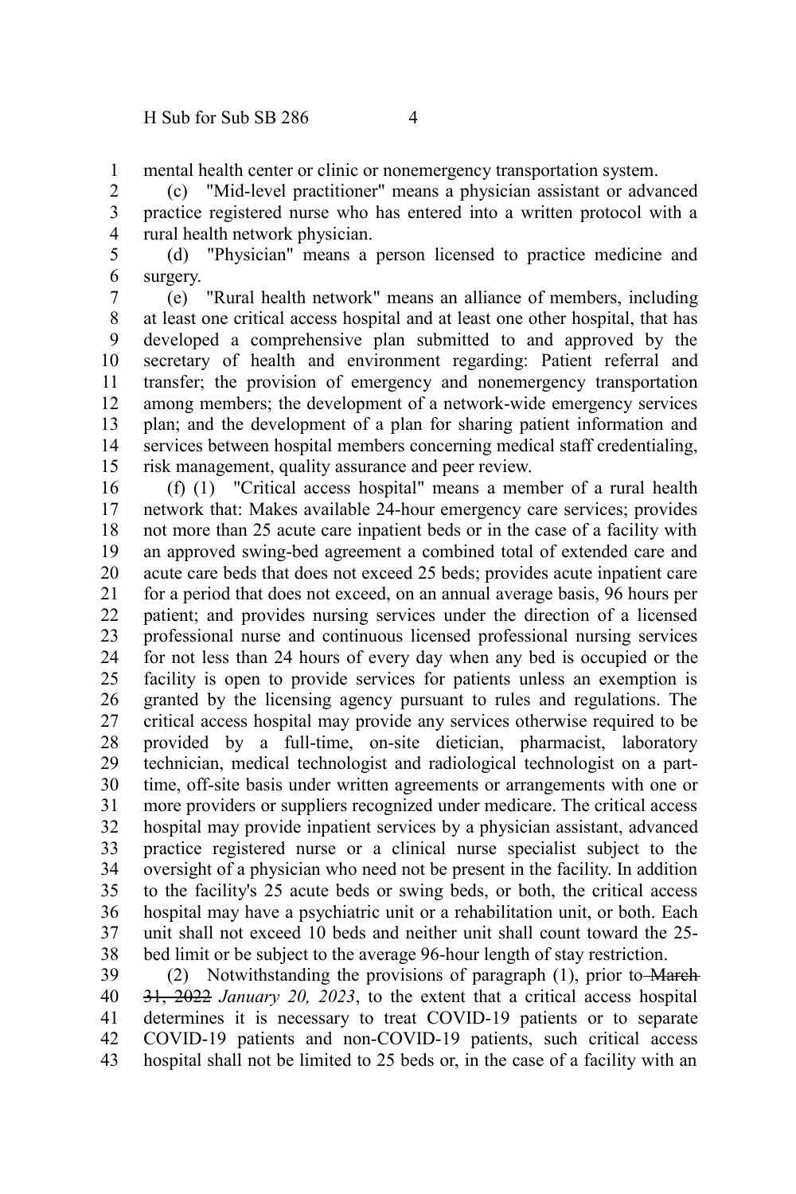mental health center or clinic or nonemergency transportation system.

(c) "Mid-level practitioner" means a physician assistant or advanced practice registered nurse who has entered into a written protocol with a rural health network physician.

(d) "Physician" means a person licensed to practice medicine and surgery.

(e) "Rural health network" means an alliance of members, including at least one critical access hospital and at least one other hospital, that has developed a comprehensive plan submitted to and approved by the secretary of health and environment regarding: Patient referral and transfer; the provision of emergency and nonemergency transportation among members; the development of a network-wide emergency services plan; and the development of a plan for sharing patient information and services between hospital members concerning medical staff credentialing, risk management, quality assurance and peer review.

(f) (1) "Critical access hospital" means a member of a rural health network that: Makes available 24-hour emergency care services; provides not more than 25 acute care inpatient beds or in the case of a facility with an approved swing-bed agreement a combined total of extended care and acute care beds that does not exceed 25 beds; provides acute inpatient care for a period that does not exceed, on an annual average basis, 96 hours per patient; and provides nursing services under the direction of a licensed professional nurse and continuous licensed professional nursing services for not less than 24 hours of every day when any bed is occupied or the facility is open to provide services for patients unless an exemption is granted by the licensing agency pursuant to rules and regulations. The critical access hospital may provide any services otherwise required to be provided by a full-time, on-site dietician, pharmacist, laboratory technician, medical technologist and radiological technologist on a part-time, off-site basis under written agreements or arrangements with one or more providers or suppliers recognized under medicare. The critical access hospital may provide inpatient services by a physician assistant, advanced practice registered nurse or a clinical nurse specialist subject to the oversight of a physician who need not be present in the facility. In addition to the facility's 25 acute beds or swing beds, or both, the critical access hospital may have a psychiatric unit or a rehabilitation unit, or both. Each unit shall not exceed 10 beds and neither unit shall count toward the 25-bed limit or be subject to the average 96-hour length of stay restriction.

(2) Notwithstanding the provisions of paragraph (1), prior to ~~March 31, 2022~~ *January 20, 2023*, to the extent that a critical access hospital determines it is necessary to treat COVID-19 patients or to separate COVID-19 patients and non-COVID-19 patients, such critical access hospital shall not be limited to 25 beds or, in the case of a facility with an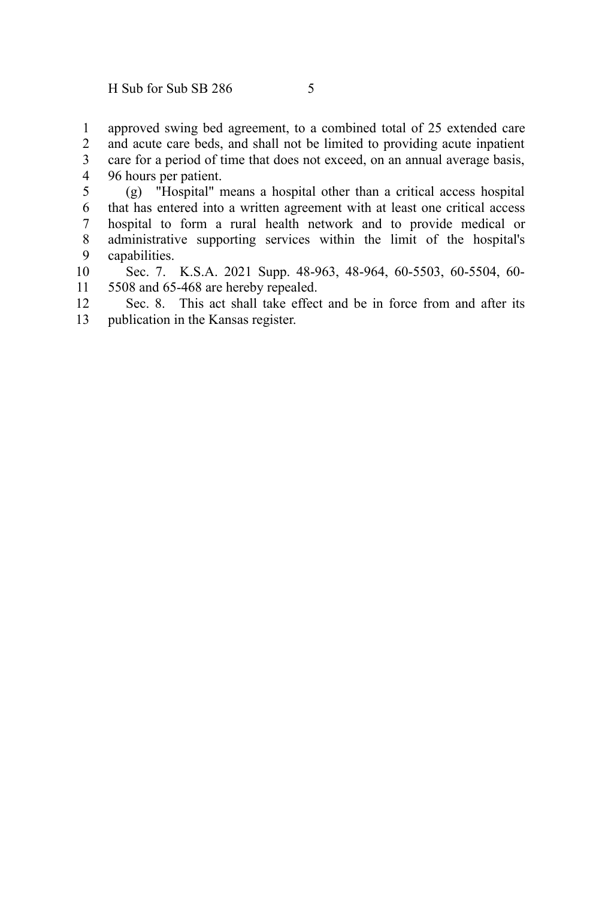approved swing bed agreement, to a combined total of 25 extended care and acute care beds, and shall not be limited to providing acute inpatient care for a period of time that does not exceed, on an annual average basis, 96 hours per patient.

(g) "Hospital" means a hospital other than a critical access hospital that has entered into a written agreement with at least one critical access hospital to form a rural health network and to provide medical or administrative supporting services within the limit of the hospital's capabilities.

Sec. 7. K.S.A. 2021 Supp. 48-963, 48-964, 60-5503, 60-5504, 60-5508 and 65-468 are hereby repealed.

Sec. 8. This act shall take effect and be in force from and after its publication in the Kansas register.